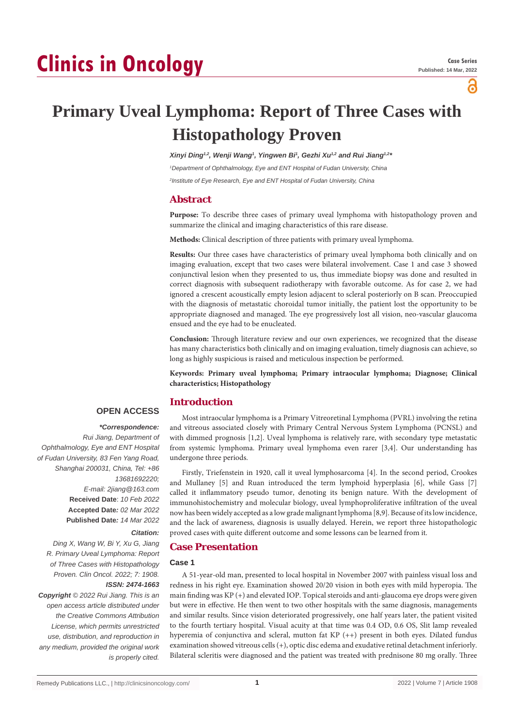# Clinics in Oncology

**Case Series**
**Published: 14 Mar, 2022**

# Primary Uveal Lymphoma: Report of Three Cases with Histopathology Proven

*Xinyi Ding[1,2], Wenji Wang[1], Yingwen Bi[1], Gezhi Xu[1,2] and Rui Jiang[1,2]**

*[1]Department of Ophthalmology, Eye and ENT Hospital of Fudan University, China*

*[2]Institute of Eye Research, Eye and ENT Hospital of Fudan University, China*

## Abstract

**Purpose:** To describe three cases of primary uveal lymphoma with histopathology proven and summarize the clinical and imaging characteristics of this rare disease.

**Methods:** Clinical description of three patients with primary uveal lymphoma.

**Results:** Our three cases have characteristics of primary uveal lymphoma both clinically and on imaging evaluation, except that two cases were bilateral involvement. Case 1 and case 3 showed conjunctival lesion when they presented to us, thus immediate biopsy was done and resulted in correct diagnosis with subsequent radiotherapy with favorable outcome. As for case 2, we had ignored a crescent acoustically empty lesion adjacent to scleral posteriorly on B scan. Preoccupied with the diagnosis of metastatic choroidal tumor initially, the patient lost the opportunity to be appropriate diagnosed and managed. The eye progressively lost all vision, neo-vascular glaucoma ensued and the eye had to be enucleated.

**Conclusion:** Through literature review and our own experiences, we recognized that the disease has many characteristics both clinically and on imaging evaluation, timely diagnosis can achieve, so long as highly suspicious is raised and meticulous inspection be performed.

**Keywords: Primary uveal lymphoma; Primary intraocular lymphoma; Diagnose; Clinical characteristics; Histopathology**

**OPEN ACCESS**

***Correspondence:***
*Rui Jiang, Department of Ophthalmology, Eye and ENT Hospital of Fudan University, 83 Fen Yang Road, Shanghai 200031, China, Tel: +86 13681692220;*
*E-mail: 2jiang@163.com*
**Received Date**: *10 Feb 2022*
**Accepted Date***: 02 Mar 2022*
**Published Date***: 14 Mar 2022*

***Citation:***
*Ding X, Wang W, Bi Y, Xu G, Jiang R. Primary Uveal Lymphoma: Report of Three Cases with Histopathology Proven. Clin Oncol. 2022; 7: 1908.*
***ISSN: 2474-1663***

***Copyright** © 2022 Rui Jiang. This is an open access article distributed under the Creative Commons Attribution License, which permits unrestricted use, distribution, and reproduction in any medium, provided the original work is properly cited.*

## Introduction

Most intraocular lymphoma is a Primary Vitreoretinal Lymphoma (PVRL) involving the retina and vitreous associated closely with Primary Central Nervous System Lymphoma (PCNSL) and with dimmed prognosis [1,2]. Uveal lymphoma is relatively rare, with secondary type metastatic from systemic lymphoma. Primary uveal lymphoma even rarer [3,4]. Our understanding has undergone three periods.

Firstly, Triefenstein in 1920, call it uveal lymphosarcoma [4]. In the second period, Crookes and Mullaney [5] and Ruan introduced the term lymphoid hyperplasia [6], while Gass [7] called it inflammatory pseudo tumor, denoting its benign nature. With the development of immunohistochemistry and molecular biology, uveal lymphoproliferative infiltration of the uveal now has been widely accepted as a low grade malignant lymphoma [8,9]. Because of its low incidence, and the lack of awareness, diagnosis is usually delayed. Herein, we report three histopathologic proved cases with quite different outcome and some lessons can be learned from it.

## Case Presentation

### Case 1

A 51-year-old man, presented to local hospital in November 2007 with painless visual loss and redness in his right eye. Examination showed 20/20 vision in both eyes with mild hyperopia. The main finding was KP (+) and elevated IOP. Topical steroids and anti-glaucoma eye drops were given but were in effective. He then went to two other hospitals with the same diagnosis, managements and similar results. Since vision deteriorated progressively, one half years later, the patient visited to the fourth tertiary hospital. Visual acuity at that time was 0.4 OD, 0.6 OS, Slit lamp revealed hyperemia of conjunctiva and scleral, mutton fat KP (++) present in both eyes. Dilated fundus examination showed vitreous cells (+), optic disc edema and exudative retinal detachment inferiorly. Bilateral scleritis were diagnosed and the patient was treated with prednisone 80 mg orally. Three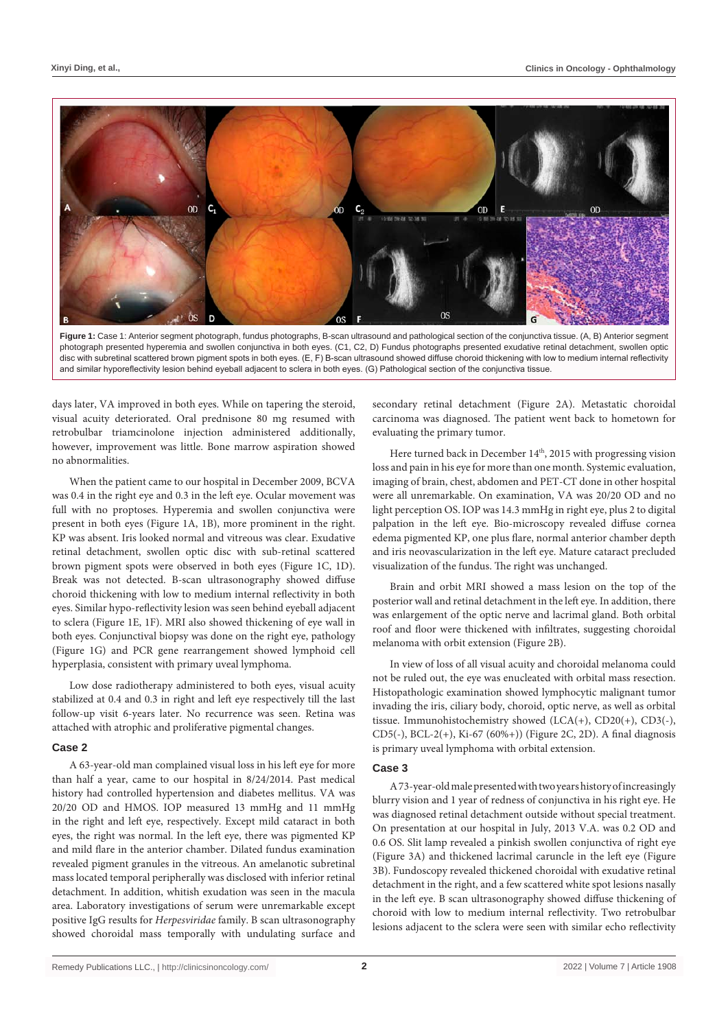**Figure 1:** Case 1: Anterior segment photograph, fundus photographs, B-scan ultrasound and pathological section of the conjunctiva tissue. (A, B) Anterior segment photograph presented hyperemia and swollen conjunctiva in both eyes. (C1, C2, D) Fundus photographs presented exudative retinal detachment, swollen optic disc with subretinal scattered brown pigment spots in both eyes. (E, F) B-scan ultrasound showed diffuse choroid thickening with low to medium internal reflectivity and similar hyporeflectivity lesion behind eyeball adjacent to sclera in both eyes. (G) Pathological section of the conjunctiva tissue.

days later, VA improved in both eyes. While on tapering the steroid, visual acuity deteriorated. Oral prednisone 80 mg resumed with retrobulbar triamcinolone injection administered additionally, however, improvement was little. Bone marrow aspiration showed no abnormalities.

When the patient came to our hospital in December 2009, BCVA was 0.4 in the right eye and 0.3 in the left eye. Ocular movement was full with no proptoses. Hyperemia and swollen conjunctiva were present in both eyes (Figure 1A, 1B), more prominent in the right. KP was absent. Iris looked normal and vitreous was clear. Exudative retinal detachment, swollen optic disc with sub-retinal scattered brown pigment spots were observed in both eyes (Figure 1C, 1D). Break was not detected. B-scan ultrasonography showed diffuse choroid thickening with low to medium internal reflectivity in both eyes. Similar hypo-reflectivity lesion was seen behind eyeball adjacent to sclera (Figure 1E, 1F). MRI also showed thickening of eye wall in both eyes. Conjunctival biopsy was done on the right eye, pathology (Figure 1G) and PCR gene rearrangement showed lymphoid cell hyperplasia, consistent with primary uveal lymphoma.

Low dose radiotherapy administered to both eyes, visual acuity stabilized at 0.4 and 0.3 in right and left eye respectively till the last follow-up visit 6-years later. No recurrence was seen. Retina was attached with atrophic and proliferative pigmental changes.

### Case 2

A 63-year-old man complained visual loss in his left eye for more than half a year, came to our hospital in 8/24/2014. Past medical history had controlled hypertension and diabetes mellitus. VA was 20/20 OD and HMOS. IOP measured 13 mmHg and 11 mmHg in the right and left eye, respectively. Except mild cataract in both eyes, the right was normal. In the left eye, there was pigmented KP and mild flare in the anterior chamber. Dilated fundus examination revealed pigment granules in the vitreous. An amelanotic subretinal mass located temporal peripherally was disclosed with inferior retinal detachment. In addition, whitish exudation was seen in the macula area. Laboratory investigations of serum were unremarkable except positive IgG results for *Herpesviridae* family. B scan ultrasonography showed choroidal mass temporally with undulating surface and secondary retinal detachment (Figure 2A). Metastatic choroidal carcinoma was diagnosed. The patient went back to hometown for evaluating the primary tumor.

Here turned back in December 14th, 2015 with progressing vision loss and pain in his eye for more than one month. Systemic evaluation, imaging of brain, chest, abdomen and PET-CT done in other hospital were all unremarkable. On examination, VA was 20/20 OD and no light perception OS. IOP was 14.3 mmHg in right eye, plus 2 to digital palpation in the left eye. Bio-microscopy revealed diffuse cornea edema pigmented KP, one plus flare, normal anterior chamber depth and iris neovascularization in the left eye. Mature cataract precluded visualization of the fundus. The right was unchanged.

Brain and orbit MRI showed a mass lesion on the top of the posterior wall and retinal detachment in the left eye. In addition, there was enlargement of the optic nerve and lacrimal gland. Both orbital roof and floor were thickened with infiltrates, suggesting choroidal melanoma with orbit extension (Figure 2B).

In view of loss of all visual acuity and choroidal melanoma could not be ruled out, the eye was enucleated with orbital mass resection. Histopathologic examination showed lymphocytic malignant tumor invading the iris, ciliary body, choroid, optic nerve, as well as orbital tissue. Immunohistochemistry showed (LCA(+), CD20(+), CD3(-), CD5(-), BCL-2(+), Ki-67 (60%+)) (Figure 2C, 2D). A final diagnosis is primary uveal lymphoma with orbital extension.

### Case 3

A 73-year-old male presented with two years history of increasingly blurry vision and 1 year of redness of conjunctiva in his right eye. He was diagnosed retinal detachment outside without special treatment. On presentation at our hospital in July, 2013 V.A. was 0.2 OD and 0.6 OS. Slit lamp revealed a pinkish swollen conjunctiva of right eye (Figure 3A) and thickened lacrimal caruncle in the left eye (Figure 3B). Fundoscopy revealed thickened choroidal with exudative retinal detachment in the right, and a few scattered white spot lesions nasally in the left eye. B scan ultrasonography showed diffuse thickening of choroid with low to medium internal reflectivity. Two retrobulbar lesions adjacent to the sclera were seen with similar echo reflectivity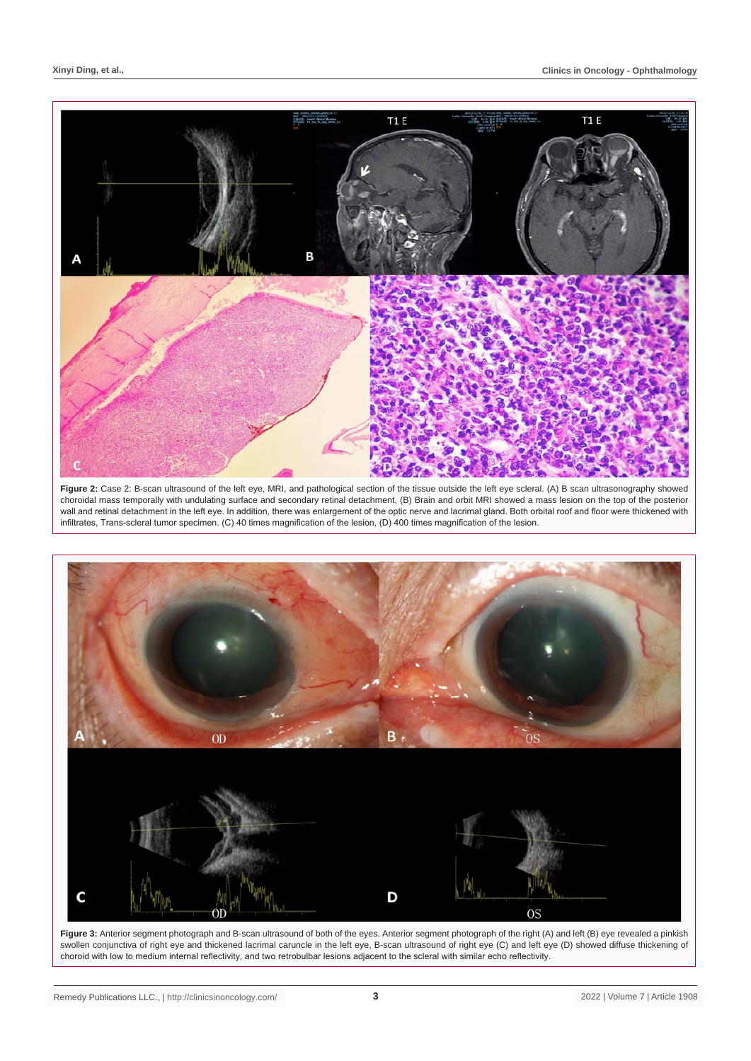**Figure 2:** Case 2: B-scan ultrasound of the left eye, MRI, and pathological section of the tissue outside the left eye scleral. (A) B scan ultrasonography showed choroidal mass temporally with undulating surface and secondary retinal detachment, (B) Brain and orbit MRI showed a mass lesion on the top of the posterior wall and retinal detachment in the left eye. In addition, there was enlargement of the optic nerve and lacrimal gland. Both orbital roof and floor were thickened with infiltrates, Trans-scleral tumor specimen. (C) 40 times magnification of the lesion, (D) 400 times magnification of the lesion.

**Figure 3:** Anterior segment photograph and B-scan ultrasound of both of the eyes. Anterior segment photograph of the right (A) and left (B) eye revealed a pinkish swollen conjunctiva of right eye and thickened lacrimal caruncle in the left eye, B-scan ultrasound of right eye (C) and left eye (D) showed diffuse thickening of choroid with low to medium internal reflectivity, and two retrobulbar lesions adjacent to the scleral with similar echo reflectivity.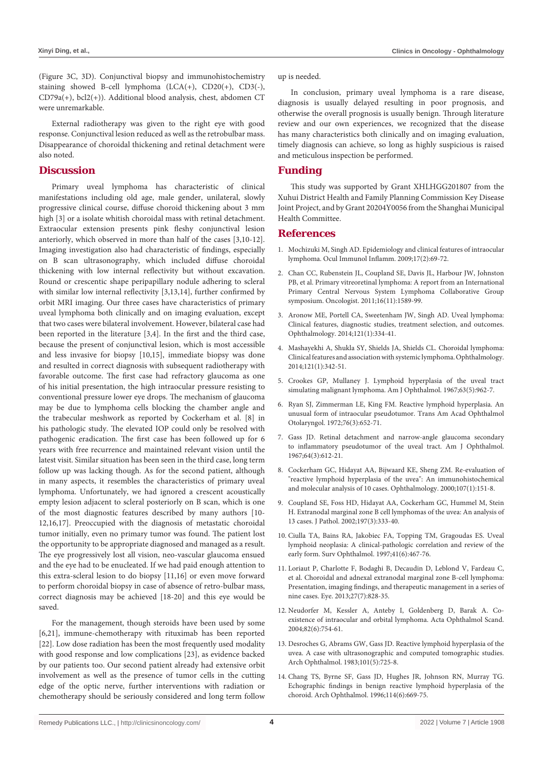(Figure 3C, 3D). Conjunctival biopsy and immunohistochemistry staining showed B-cell lymphoma (LCA(+), CD20(+), CD3(-), CD79a(+), bcl2(+)). Additional blood analysis, chest, abdomen CT were unremarkable.

External radiotherapy was given to the right eye with good response. Conjunctival lesion reduced as well as the retrobulbar mass. Disappearance of choroidal thickening and retinal detachment were also noted.

## Discussion

Primary uveal lymphoma has characteristic of clinical manifestations including old age, male gender, unilateral, slowly progressive clinical course, diffuse choroid thickening about 3 mm high [3] or a isolate whitish choroidal mass with retinal detachment. Extraocular extension presents pink fleshy conjunctival lesion anteriorly, which observed in more than half of the cases [3,10-12]. Imaging investigation also had characteristic of findings, especially on B scan ultrasonography, which included diffuse choroidal thickening with low internal reflectivity but without excavation. Round or crescentic shape peripapillary nodule adhering to scleral with similar low internal reflectivity [3,13,14], further confirmed by orbit MRI imaging. Our three cases have characteristics of primary uveal lymphoma both clinically and on imaging evaluation, except that two cases were bilateral involvement. However, bilateral case had been reported in the literature [3,4]. In the first and the third case, because the present of conjunctival lesion, which is most accessible and less invasive for biopsy [10,15], immediate biopsy was done and resulted in correct diagnosis with subsequent radiotherapy with favorable outcome. The first case had refractory glaucoma as one of his initial presentation, the high intraocular pressure resisting to conventional pressure lower eye drops. The mechanism of glaucoma may be due to lymphoma cells blocking the chamber angle and the trabecular meshwork as reported by Cockerham et al. [8] in his pathologic study. The elevated IOP could only be resolved with pathogenic eradication. The first case has been followed up for 6 years with free recurrence and maintained relevant vision until the latest visit. Similar situation has been seen in the third case, long term follow up was lacking though. As for the second patient, although in many aspects, it resembles the characteristics of primary uveal lymphoma. Unfortunately, we had ignored a crescent acoustically empty lesion adjacent to scleral posteriorly on B scan, which is one of the most diagnostic features described by many authors [10-12,16,17]. Preoccupied with the diagnosis of metastatic choroidal tumor initially, even no primary tumor was found. The patient lost the opportunity to be appropriate diagnosed and managed as a result. The eye progressively lost all vision, neo-vascular glaucoma ensued and the eye had to be enucleated. If we had paid enough attention to this extra-scleral lesion to do biopsy [11,16] or even move forward to perform choroidal biopsy in case of absence of retro-bulbar mass, correct diagnosis may be achieved [18-20] and this eye would be saved.

For the management, though steroids have been used by some [6,21], immune-chemotherapy with rituximab has been reported [22]. Low dose radiation has been the most frequently used modality with good response and low complications [23], as evidence backed by our patients too. Our second patient already had extensive orbit involvement as well as the presence of tumor cells in the cutting edge of the optic nerve, further interventions with radiation or chemotherapy should be seriously considered and long term follow up is needed.

In conclusion, primary uveal lymphoma is a rare disease, diagnosis is usually delayed resulting in poor prognosis, and otherwise the overall prognosis is usually benign. Through literature review and our own experiences, we recognized that the disease has many characteristics both clinically and on imaging evaluation, timely diagnosis can achieve, so long as highly suspicious is raised and meticulous inspection be performed.

## Funding

This study was supported by Grant XHLHGG201807 from the Xuhui District Health and Family Planning Commission Key Disease Joint Project, and by Grant 20204Y0056 from the Shanghai Municipal Health Committee.

## References

1. Mochizuki M, Singh AD. Epidemiology and clinical features of intraocular lymphoma. Ocul Immunol Inflamm. 2009;17(2):69-72.
2. Chan CC, Rubenstein JL, Coupland SE, Davis JL, Harbour JW, Johnston PB, et al. Primary vitreoretinal lymphoma: A report from an International Primary Central Nervous System Lymphoma Collaborative Group symposium. Oncologist. 2011;16(11):1589-99.
3. Aronow ME, Portell CA, Sweetenham JW, Singh AD. Uveal lymphoma: Clinical features, diagnostic studies, treatment selection, and outcomes. Ophthalmology. 2014;121(1):334-41.
4. Mashayekhi A, Shukla SY, Shields JA, Shields CL. Choroidal lymphoma: Clinical features and association with systemic lymphoma. Ophthalmology. 2014;121(1):342-51.
5. Crookes GP, Mullaney J. Lymphoid hyperplasia of the uveal tract simulating malignant lymphoma. Am J Ophthalmol. 1967;63(5):962-7.
6. Ryan SJ, Zimmerman LE, King FM. Reactive lymphoid hyperplasia. An unusual form of intraocular pseudotumor. Trans Am Acad Ophthalmol Otolaryngol. 1972;76(3):652-71.
7. Gass JD. Retinal detachment and narrow-angle glaucoma secondary to inflammatory pseudotumor of the uveal tract. Am J Ophthalmol. 1967;64(3):612-21.
8. Cockerham GC, Hidayat AA, Bijwaard KE, Sheng ZM. Re-evaluation of "reactive lymphoid hyperplasia of the uvea": An immunohistochemical and molecular analysis of 10 cases. Ophthalmology. 2000;107(1):151-8.
9. Coupland SE, Foss HD, Hidayat AA, Cockerham GC, Hummel M, Stein H. Extranodal marginal zone B cell lymphomas of the uvea: An analysis of 13 cases. J Pathol. 2002;197(3):333-40.
10. Ciulla TA, Bains RA, Jakobiec FA, Topping TM, Gragoudas ES. Uveal lymphoid neoplasia: A clinical-pathologic correlation and review of the early form. Surv Ophthalmol. 1997;41(6):467-76.
11. Loriaut P, Charlotte F, Bodaghi B, Decaudin D, Leblond V, Fardeau C, et al. Choroidal and adnexal extranodal marginal zone B-cell lymphoma: Presentation, imaging findings, and therapeutic management in a series of nine cases. Eye. 2013;27(7):828-35.
12. Neudorfer M, Kessler A, Anteby I, Goldenberg D, Barak A. Co-existence of intraocular and orbital lymphoma. Acta Ophthalmol Scand. 2004;82(6):754-61.
13. Desroches G, Abrams GW, Gass JD. Reactive lymphoid hyperplasia of the uvea. A case with ultrasonographic and computed tomographic studies. Arch Ophthalmol. 1983;101(5):725-8.
14. Chang TS, Byrne SF, Gass JD, Hughes JR, Johnson RN, Murray TG. Echographic findings in benign reactive lymphoid hyperplasia of the choroid. Arch Ophthalmol. 1996;114(6):669-75.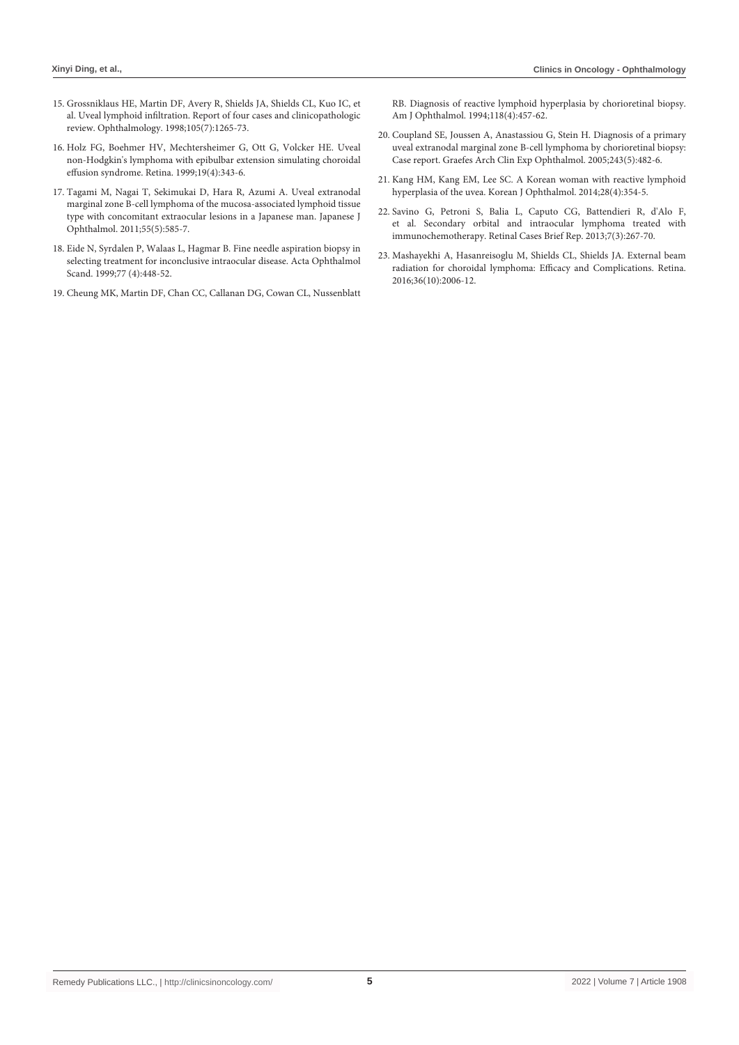15. Grossniklaus HE, Martin DF, Avery R, Shields JA, Shields CL, Kuo IC, et al. Uveal lymphoid infiltration. Report of four cases and clinicopathologic review. Ophthalmology. 1998;105(7):1265-73.

16. Holz FG, Boehmer HV, Mechtersheimer G, Ott G, Volcker HE. Uveal non-Hodgkin's lymphoma with epibulbar extension simulating choroidal effusion syndrome. Retina. 1999;19(4):343-6.

17. Tagami M, Nagai T, Sekimukai D, Hara R, Azumi A. Uveal extranodal marginal zone B-cell lymphoma of the mucosa-associated lymphoid tissue type with concomitant extraocular lesions in a Japanese man. Japanese J Ophthalmol. 2011;55(5):585-7.

18. Eide N, Syrdalen P, Walaas L, Hagmar B. Fine needle aspiration biopsy in selecting treatment for inconclusive intraocular disease. Acta Ophthalmol Scand. 1999;77 (4):448-52.

19. Cheung MK, Martin DF, Chan CC, Callanan DG, Cowan CL, Nussenblatt RB. Diagnosis of reactive lymphoid hyperplasia by chorioretinal biopsy. Am J Ophthalmol. 1994;118(4):457-62.

20. Coupland SE, Joussen A, Anastassiou G, Stein H. Diagnosis of a primary uveal extranodal marginal zone B-cell lymphoma by chorioretinal biopsy: Case report. Graefes Arch Clin Exp Ophthalmol. 2005;243(5):482-6.

21. Kang HM, Kang EM, Lee SC. A Korean woman with reactive lymphoid hyperplasia of the uvea. Korean J Ophthalmol. 2014;28(4):354-5.

22. Savino G, Petroni S, Balia L, Caputo CG, Battendieri R, d'Alo F, et al. Secondary orbital and intraocular lymphoma treated with immunochemotherapy. Retinal Cases Brief Rep. 2013;7(3):267-70.

23. Mashayekhi A, Hasanreisoglu M, Shields CL, Shields JA. External beam radiation for choroidal lymphoma: Efficacy and Complications. Retina. 2016;36(10):2006-12.